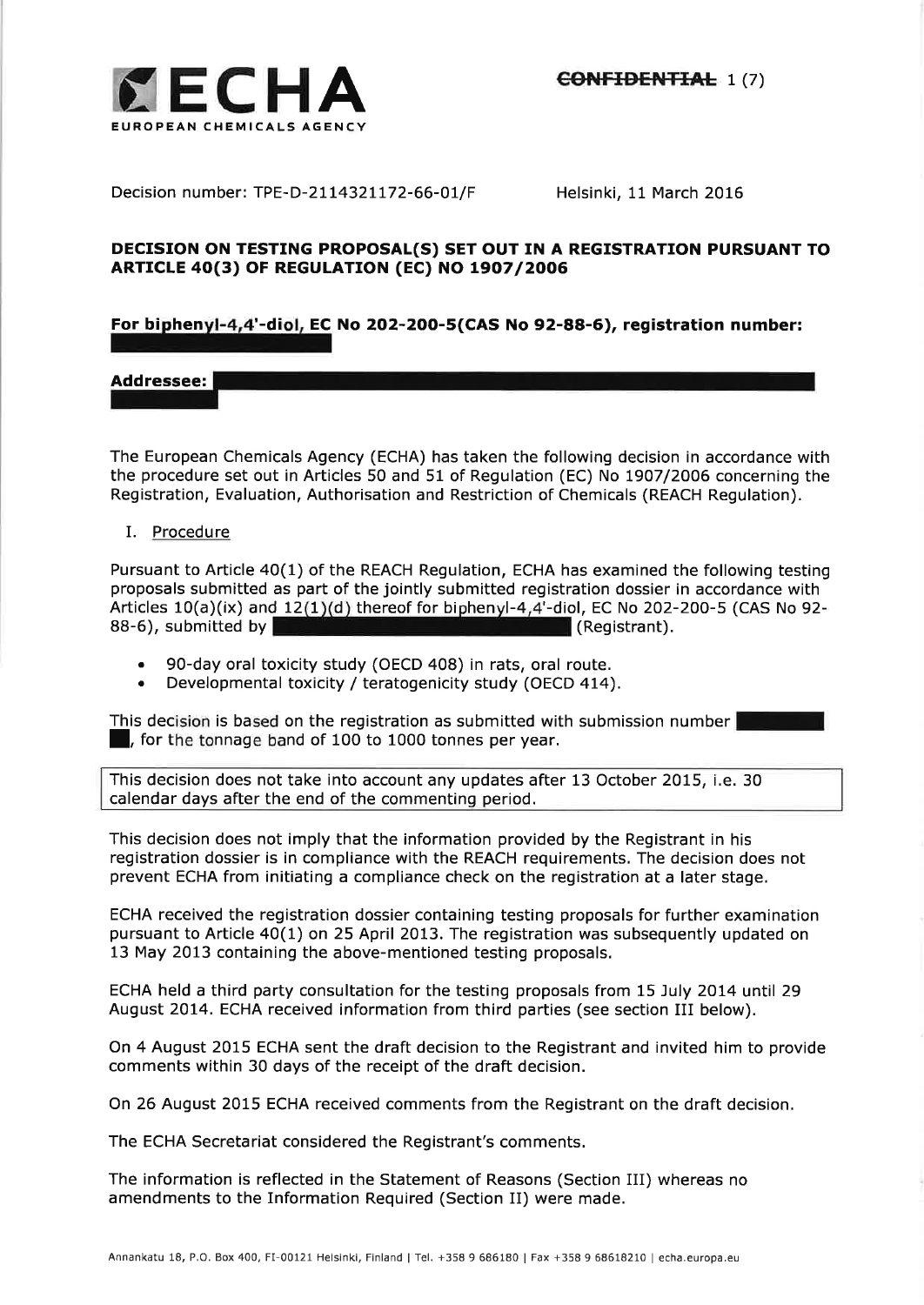ECHA
EUROPEAN CHEMICALS AGENCY

~~CONFIDENTIAL~~

Decision number: TPE-D-2114321172-66-01/F

Helsinki, 11 March 2016

**DECISION ON TESTING PROPOSAL(S) SET OUT IN A REGISTRATION PURSUANT TO ARTICLE 40(3) OF REGULATION (EC) NO 1907/2006**

**For biphenyl-4,4'-diol, EC No 202-200-5(CAS No 92-88-6), registration number:**

**Addressee:**

The European Chemicals Agency (ECHA) has taken the following decision in accordance with the procedure set out in Articles 50 and 51 of Regulation (EC) No 1907/2006 concerning the Registration, Evaluation, Authorisation and Restriction of Chemicals (REACH Regulation).

I. Procedure

Pursuant to Article 40(1) of the REACH Regulation, ECHA has examined the following testing proposals submitted as part of the jointly submitted registration dossier in accordance with Articles 10(a)(ix) and 12(1)(d) thereof for biphenyl-4,4'-diol, EC No 202-200-5 (CAS No 92-88-6), submitted by (Registrant).

- 90-day oral toxicity study (OECD 408) in rats, oral route.
- Developmental toxicity / teratogenicity study (OECD 414).

This decision is based on the registration as submitted with submission number , for the tonnage band of 100 to 1000 tonnes per year.

This decision does not take into account any updates after 13 October 2015, i.e. 30 calendar days after the end of the commenting period.

This decision does not imply that the information provided by the Registrant in his registration dossier is in compliance with the REACH requirements. The decision does not prevent ECHA from initiating a compliance check on the registration at a later stage.

ECHA received the registration dossier containing testing proposals for further examination pursuant to Article 40(1) on 25 April 2013. The registration was subsequently updated on 13 May 2013 containing the above-mentioned testing proposals.

ECHA held a third party consultation for the testing proposals from 15 July 2014 until 29 August 2014. ECHA received information from third parties (see section III below).

On 4 August 2015 ECHA sent the draft decision to the Registrant and invited him to provide comments within 30 days of the receipt of the draft decision.

On 26 August 2015 ECHA received comments from the Registrant on the draft decision.

The ECHA Secretariat considered the Registrant's comments.

The information is reflected in the Statement of Reasons (Section III) whereas no amendments to the Information Required (Section II) were made.

Annankatu 18, P.O. Box 400, FI-00121 Helsinki, Finland | Tel. +358 9 686180 | Fax +358 9 68618210 | echa.europa.eu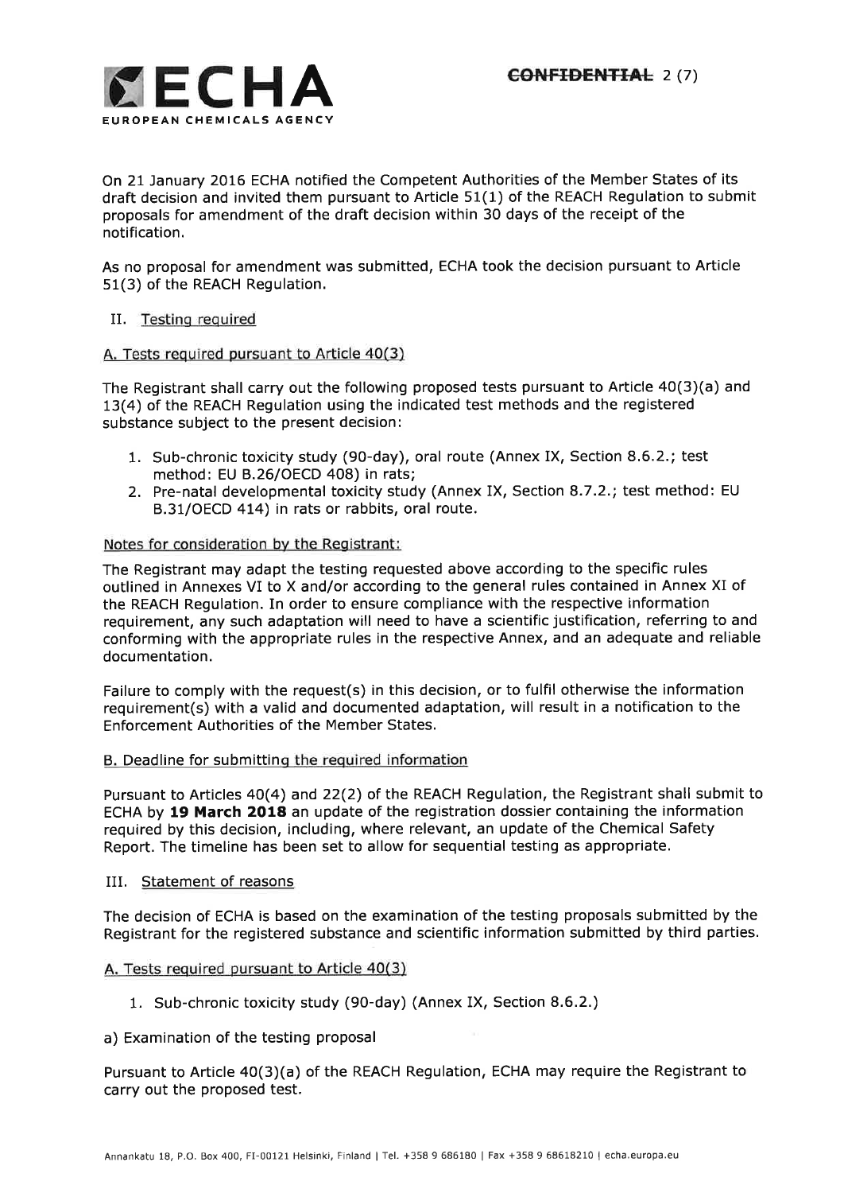On 21 January 2016 ECHA notified the Competent Authorities of the Member States of its draft decision and invited them pursuant to Article 51(1) of the REACH Regulation to submit proposals for amendment of the draft decision within 30 days of the receipt of the notification.

As no proposal for amendment was submitted, ECHA took the decision pursuant to Article 51(3) of the REACH Regulation.

## II. Testing required

### A. Tests required pursuant to Article 40(3)

The Registrant shall carry out the following proposed tests pursuant to Article 40(3)(a) and 13(4) of the REACH Regulation using the indicated test methods and the registered substance subject to the present decision:

1. Sub-chronic toxicity study (90-day), oral route (Annex IX, Section 8.6.2.; test method: EU B.26/OECD 408) in rats;
2. Pre-natal developmental toxicity study (Annex IX, Section 8.7.2.; test method: EU B.31/OECD 414) in rats or rabbits, oral route.

#### Notes for consideration by the Registrant:

The Registrant may adapt the testing requested above according to the specific rules outlined in Annexes VI to X and/or according to the general rules contained in Annex XI of the REACH Regulation. In order to ensure compliance with the respective information requirement, any such adaptation will need to have a scientific justification, referring to and conforming with the appropriate rules in the respective Annex, and an adequate and reliable documentation.

Failure to comply with the request(s) in this decision, or to fulfil otherwise the information requirement(s) with a valid and documented adaptation, will result in a notification to the Enforcement Authorities of the Member States.

### B. Deadline for submitting the required information

Pursuant to Articles 40(4) and 22(2) of the REACH Regulation, the Registrant shall submit to ECHA by **19 March 2018** an update of the registration dossier containing the information required by this decision, including, where relevant, an update of the Chemical Safety Report. The timeline has been set to allow for sequential testing as appropriate.

## III. Statement of reasons

The decision of ECHA is based on the examination of the testing proposals submitted by the Registrant for the registered substance and scientific information submitted by third parties.

### A. Tests required pursuant to Article 40(3)

1. Sub-chronic toxicity study (90-day) (Annex IX, Section 8.6.2.)

a) Examination of the testing proposal

Pursuant to Article 40(3)(a) of the REACH Regulation, ECHA may require the Registrant to carry out the proposed test.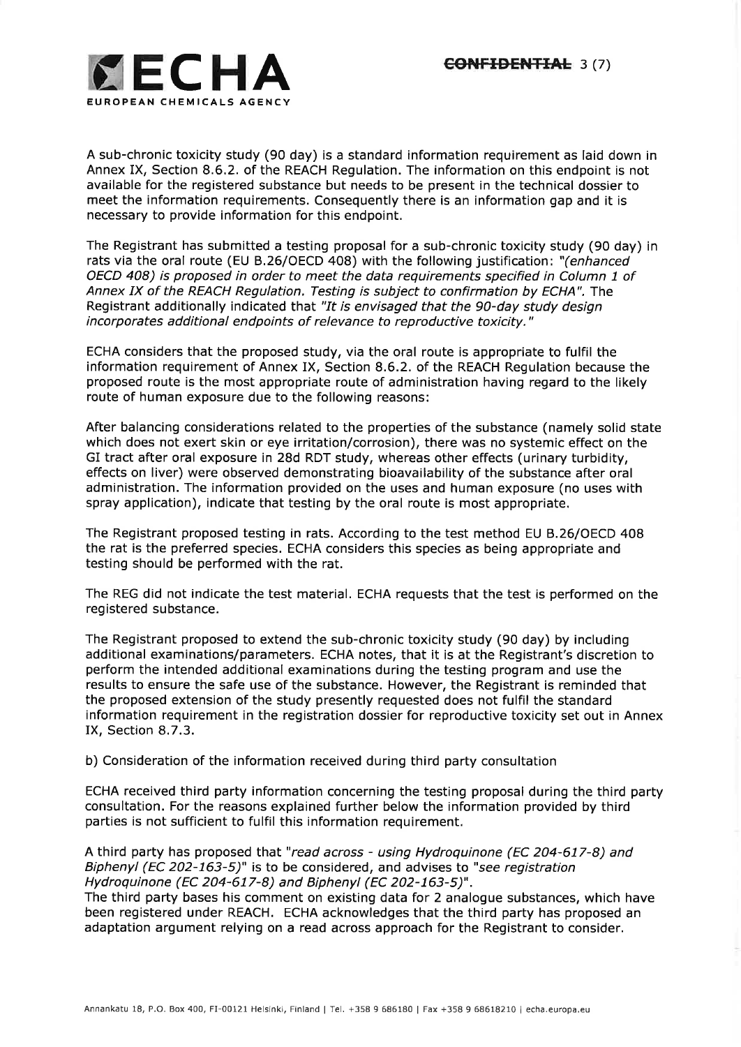A sub-chronic toxicity study (90 day) is a standard information requirement as laid down in Annex IX, Section 8.6.2. of the REACH Regulation. The information on this endpoint is not available for the registered substance but needs to be present in the technical dossier to meet the information requirements. Consequently there is an information gap and it is necessary to provide information for this endpoint.

The Registrant has submitted a testing proposal for a sub-chronic toxicity study (90 day) in rats via the oral route (EU B.26/OECD 408) with the following justification: *"(enhanced OECD 408) is proposed in order to meet the data requirements specified in Column 1 of Annex IX of the REACH Regulation. Testing is subject to confirmation by ECHA"*. The Registrant additionally indicated that *"It is envisaged that the 90-day study design incorporates additional endpoints of relevance to reproductive toxicity."*

ECHA considers that the proposed study, via the oral route is appropriate to fulfil the information requirement of Annex IX, Section 8.6.2. of the REACH Regulation because the proposed route is the most appropriate route of administration having regard to the likely route of human exposure due to the following reasons:

After balancing considerations related to the properties of the substance (namely solid state which does not exert skin or eye irritation/corrosion), there was no systemic effect on the GI tract after oral exposure in 28d RDT study, whereas other effects (urinary turbidity, effects on liver) were observed demonstrating bioavailability of the substance after oral administration. The information provided on the uses and human exposure (no uses with spray application), indicate that testing by the oral route is most appropriate.

The Registrant proposed testing in rats. According to the test method EU B.26/OECD 408 the rat is the preferred species. ECHA considers this species as being appropriate and testing should be performed with the rat.

The REG did not indicate the test material. ECHA requests that the test is performed on the registered substance.

The Registrant proposed to extend the sub-chronic toxicity study (90 day) by including additional examinations/parameters. ECHA notes, that it is at the Registrant's discretion to perform the intended additional examinations during the testing program and use the results to ensure the safe use of the substance. However, the Registrant is reminded that the proposed extension of the study presently requested does not fulfil the standard information requirement in the registration dossier for reproductive toxicity set out in Annex IX, Section 8.7.3.

b) Consideration of the information received during third party consultation

ECHA received third party information concerning the testing proposal during the third party consultation. For the reasons explained further below the information provided by third parties is not sufficient to fulfil this information requirement.

A third party has proposed that *"read across - using Hydroquinone (EC 204-617-8) and Biphenyl (EC 202-163-5)"* is to be considered, and advises to *"see registration Hydroquinone (EC 204-617-8) and Biphenyl (EC 202-163-5)"*.
The third party bases his comment on existing data for 2 analogue substances, which have been registered under REACH. ECHA acknowledges that the third party has proposed an adaptation argument relying on a read across approach for the Registrant to consider.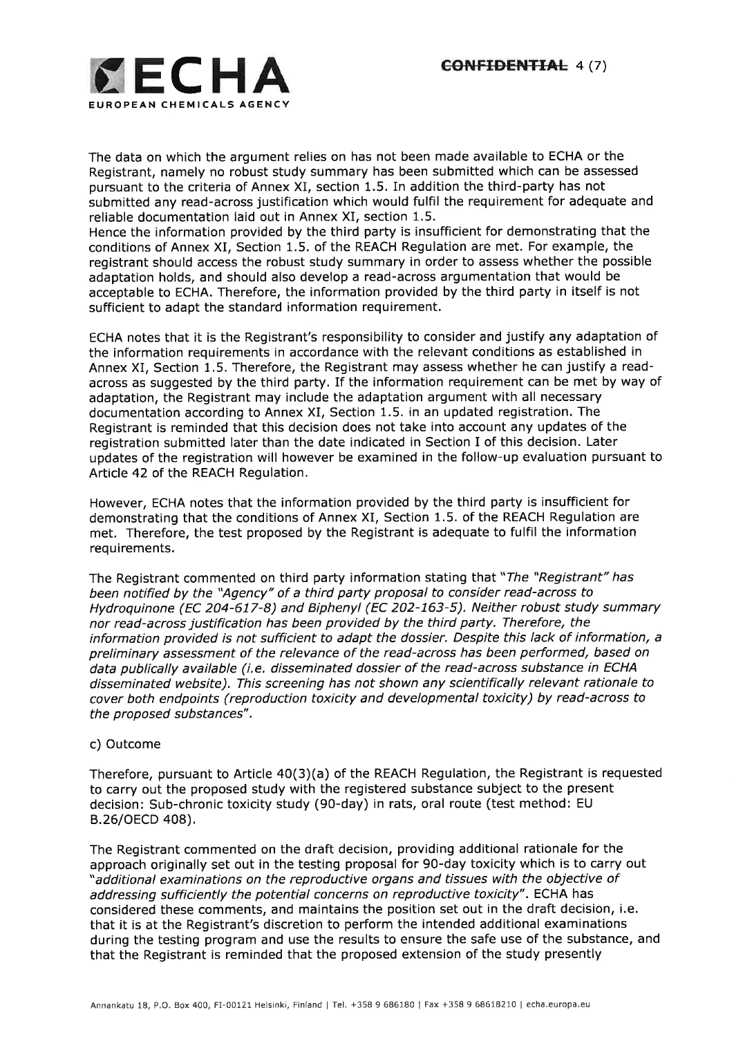The data on which the argument relies on has not been made available to ECHA or the Registrant, namely no robust study summary has been submitted which can be assessed pursuant to the criteria of Annex XI, section 1.5. In addition the third-party has not submitted any read-across justification which would fulfil the requirement for adequate and reliable documentation laid out in Annex XI, section 1.5.
Hence the information provided by the third party is insufficient for demonstrating that the conditions of Annex XI, Section 1.5. of the REACH Regulation are met. For example, the registrant should access the robust study summary in order to assess whether the possible adaptation holds, and should also develop a read-across argumentation that would be acceptable to ECHA. Therefore, the information provided by the third party in itself is not sufficient to adapt the standard information requirement.

ECHA notes that it is the Registrant's responsibility to consider and justify any adaptation of the information requirements in accordance with the relevant conditions as established in Annex XI, Section 1.5. Therefore, the Registrant may assess whether he can justify a read-across as suggested by the third party. If the information requirement can be met by way of adaptation, the Registrant may include the adaptation argument with all necessary documentation according to Annex XI, Section 1.5. in an updated registration. The Registrant is reminded that this decision does not take into account any updates of the registration submitted later than the date indicated in Section I of this decision. Later updates of the registration will however be examined in the follow-up evaluation pursuant to Article 42 of the REACH Regulation.

However, ECHA notes that the information provided by the third party is insufficient for demonstrating that the conditions of Annex XI, Section 1.5. of the REACH Regulation are met. Therefore, the test proposed by the Registrant is adequate to fulfil the information requirements.

The Registrant commented on third party information stating that "*The "Registrant" has been notified by the "Agency" of a third party proposal to consider read-across to Hydroquinone (EC 204-617-8) and Biphenyl (EC 202-163-5). Neither robust study summary nor read-across justification has been provided by the third party. Therefore, the information provided is not sufficient to adapt the dossier. Despite this lack of information, a preliminary assessment of the relevance of the read-across has been performed, based on data publically available (i.e. disseminated dossier of the read-across substance in ECHA disseminated website). This screening has not shown any scientifically relevant rationale to cover both endpoints (reproduction toxicity and developmental toxicity) by read-across to the proposed substances*".

c) Outcome

Therefore, pursuant to Article 40(3)(a) of the REACH Regulation, the Registrant is requested to carry out the proposed study with the registered substance subject to the present decision: Sub-chronic toxicity study (90-day) in rats, oral route (test method: EU B.26/OECD 408).

The Registrant commented on the draft decision, providing additional rationale for the approach originally set out in the testing proposal for 90-day toxicity which is to carry out "*additional examinations on the reproductive organs and tissues with the objective of addressing sufficiently the potential concerns on reproductive toxicity*". ECHA has considered these comments, and maintains the position set out in the draft decision, i.e. that it is at the Registrant's discretion to perform the intended additional examinations during the testing program and use the results to ensure the safe use of the substance, and that the Registrant is reminded that the proposed extension of the study presently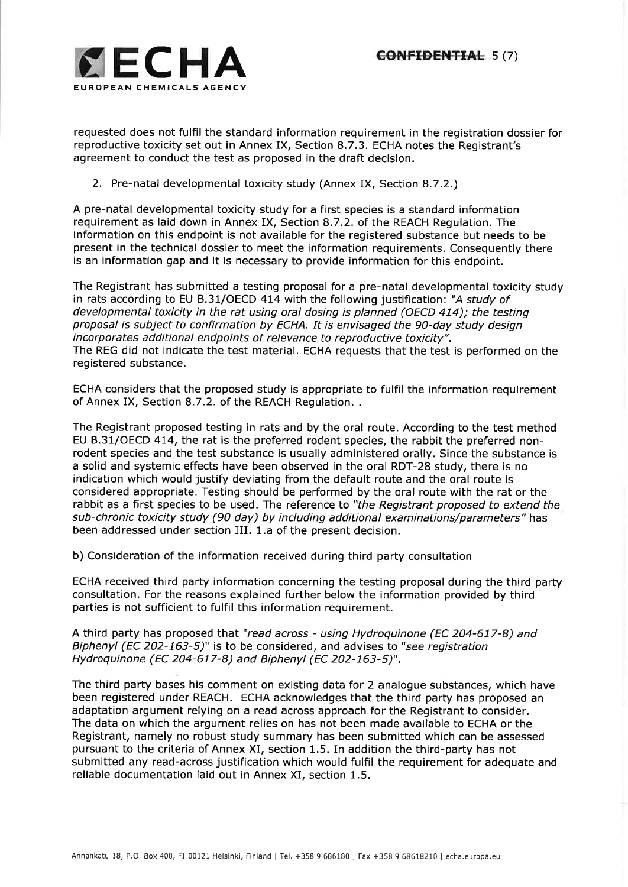requested does not fulfil the standard information requirement in the registration dossier for reproductive toxicity set out in Annex IX, Section 8.7.3. ECHA notes the Registrant's agreement to conduct the test as proposed in the draft decision.

2. Pre-natal developmental toxicity study (Annex IX, Section 8.7.2.)

A pre-natal developmental toxicity study for a first species is a standard information requirement as laid down in Annex IX, Section 8.7.2. of the REACH Regulation. The information on this endpoint is not available for the registered substance but needs to be present in the technical dossier to meet the information requirements. Consequently there is an information gap and it is necessary to provide information for this endpoint.

The Registrant has submitted a testing proposal for a pre-natal developmental toxicity study in rats according to EU B.31/OECD 414 with the following justification: *"A study of developmental toxicity in the rat using oral dosing is planned (OECD 414); the testing proposal is subject to confirmation by ECHA. It is envisaged the 90-day study design incorporates additional endpoints of relevance to reproductive toxicity".*
The REG did not indicate the test material. ECHA requests that the test is performed on the registered substance.

ECHA considers that the proposed study is appropriate to fulfil the information requirement of Annex IX, Section 8.7.2. of the REACH Regulation. .

The Registrant proposed testing in rats and by the oral route. According to the test method EU B.31/OECD 414, the rat is the preferred rodent species, the rabbit the preferred non-rodent species and the test substance is usually administered orally. Since the substance is a solid and systemic effects have been observed in the oral RDT-28 study, there is no indication which would justify deviating from the default route and the oral route is considered appropriate. Testing should be performed by the oral route with the rat or the rabbit as a first species to be used. The reference to *"the Registrant proposed to extend the sub-chronic toxicity study (90 day) by including additional examinations/parameters"* has been addressed under section III. 1.a of the present decision.

b) Consideration of the information received during third party consultation

ECHA received third party information concerning the testing proposal during the third party consultation. For the reasons explained further below the information provided by third parties is not sufficient to fulfil this information requirement.

A third party has proposed that *"read across - using Hydroquinone (EC 204-617-8) and Biphenyl (EC 202-163-5)"* is to be considered, and advises to *"see registration Hydroquinone (EC 204-617-8) and Biphenyl (EC 202-163-5)"*.

The third party bases his comment on existing data for 2 analogue substances, which have been registered under REACH. ECHA acknowledges that the third party has proposed an adaptation argument relying on a read across approach for the Registrant to consider. The data on which the argument relies on has not been made available to ECHA or the Registrant, namely no robust study summary has been submitted which can be assessed pursuant to the criteria of Annex XI, section 1.5. In addition the third-party has not submitted any read-across justification which would fulfil the requirement for adequate and reliable documentation laid out in Annex XI, section 1.5.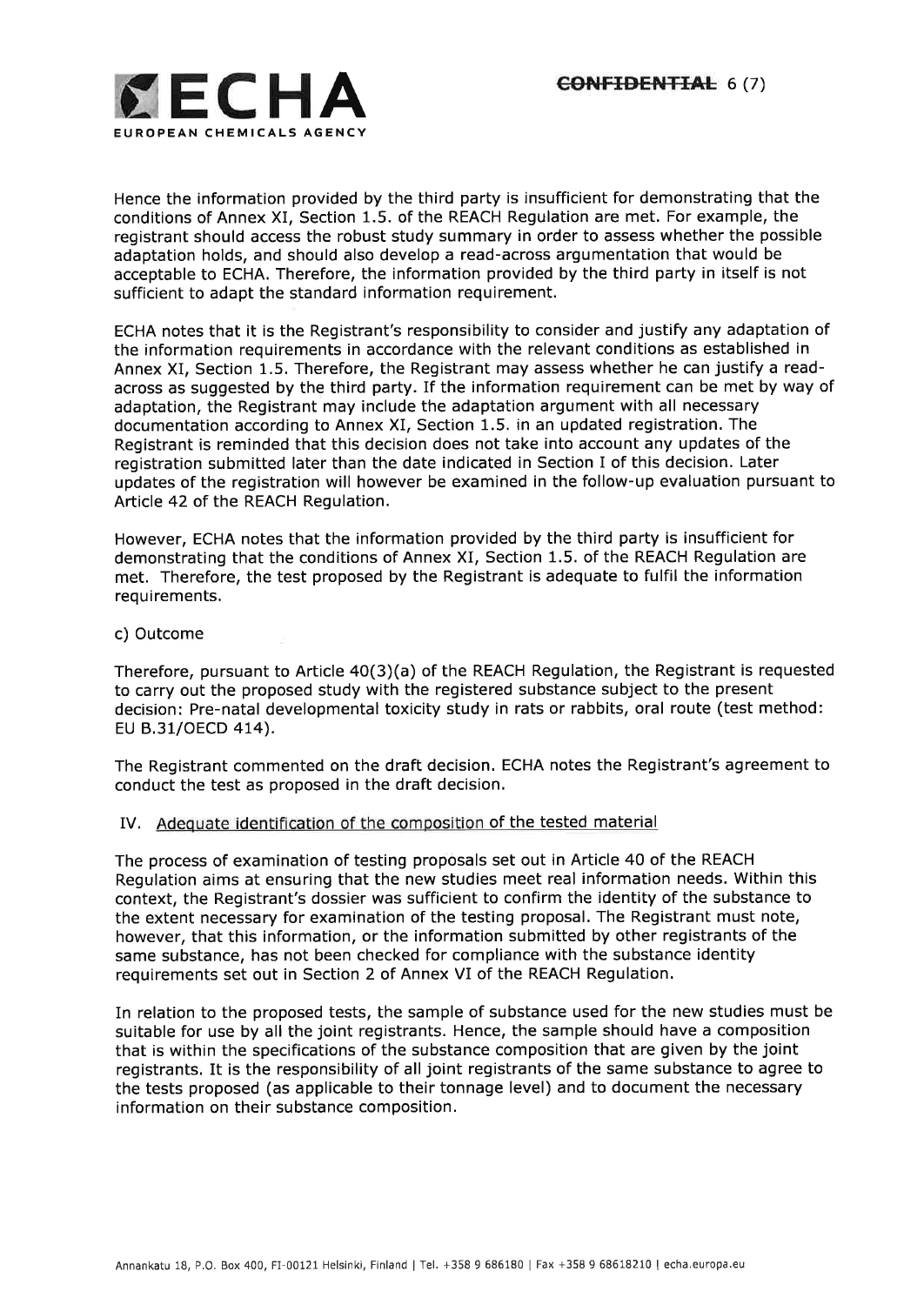Hence the information provided by the third party is insufficient for demonstrating that the conditions of Annex XI, Section 1.5. of the REACH Regulation are met. For example, the registrant should access the robust study summary in order to assess whether the possible adaptation holds, and should also develop a read-across argumentation that would be acceptable to ECHA. Therefore, the information provided by the third party in itself is not sufficient to adapt the standard information requirement.

ECHA notes that it is the Registrant's responsibility to consider and justify any adaptation of the information requirements in accordance with the relevant conditions as established in Annex XI, Section 1.5. Therefore, the Registrant may assess whether he can justify a read-across as suggested by the third party. If the information requirement can be met by way of adaptation, the Registrant may include the adaptation argument with all necessary documentation according to Annex XI, Section 1.5. in an updated registration. The Registrant is reminded that this decision does not take into account any updates of the registration submitted later than the date indicated in Section I of this decision. Later updates of the registration will however be examined in the follow-up evaluation pursuant to Article 42 of the REACH Regulation.

However, ECHA notes that the information provided by the third party is insufficient for demonstrating that the conditions of Annex XI, Section 1.5. of the REACH Regulation are met. Therefore, the test proposed by the Registrant is adequate to fulfil the information requirements.

c) Outcome

Therefore, pursuant to Article 40(3)(a) of the REACH Regulation, the Registrant is requested to carry out the proposed study with the registered substance subject to the present decision: Pre-natal developmental toxicity study in rats or rabbits, oral route (test method: EU B.31/OECD 414).

The Registrant commented on the draft decision. ECHA notes the Registrant's agreement to conduct the test as proposed in the draft decision.

## IV. Adequate identification of the composition of the tested material

The process of examination of testing proposals set out in Article 40 of the REACH Regulation aims at ensuring that the new studies meet real information needs. Within this context, the Registrant's dossier was sufficient to confirm the identity of the substance to the extent necessary for examination of the testing proposal. The Registrant must note, however, that this information, or the information submitted by other registrants of the same substance, has not been checked for compliance with the substance identity requirements set out in Section 2 of Annex VI of the REACH Regulation.

In relation to the proposed tests, the sample of substance used for the new studies must be suitable for use by all the joint registrants. Hence, the sample should have a composition that is within the specifications of the substance composition that are given by the joint registrants. It is the responsibility of all joint registrants of the same substance to agree to the tests proposed (as applicable to their tonnage level) and to document the necessary information on their substance composition.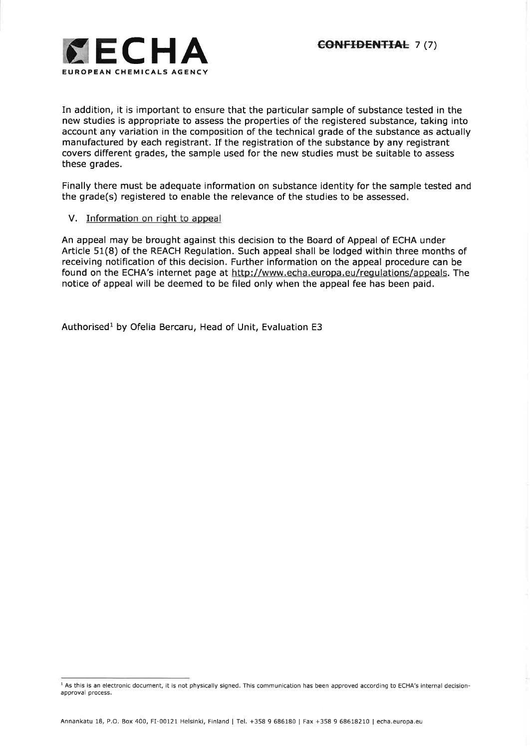In addition, it is important to ensure that the particular sample of substance tested in the new studies is appropriate to assess the properties of the registered substance, taking into account any variation in the composition of the technical grade of the substance as actually manufactured by each registrant. If the registration of the substance by any registrant covers different grades, the sample used for the new studies must be suitable to assess these grades.

Finally there must be adequate information on substance identity for the sample tested and the grade(s) registered to enable the relevance of the studies to be assessed.

## V. Information on right to appeal

An appeal may be brought against this decision to the Board of Appeal of ECHA under Article 51(8) of the REACH Regulation. Such appeal shall be lodged within three months of receiving notification of this decision. Further information on the appeal procedure can be found on the ECHA's internet page at http://www.echa.europa.eu/regulations/appeals. The notice of appeal will be deemed to be filed only when the appeal fee has been paid.

Authorised[1] by Ofelia Bercaru, Head of Unit, Evaluation E3

[1] As this is an electronic document, it is not physically signed. This communication has been approved according to ECHA's internal decision-approval process.